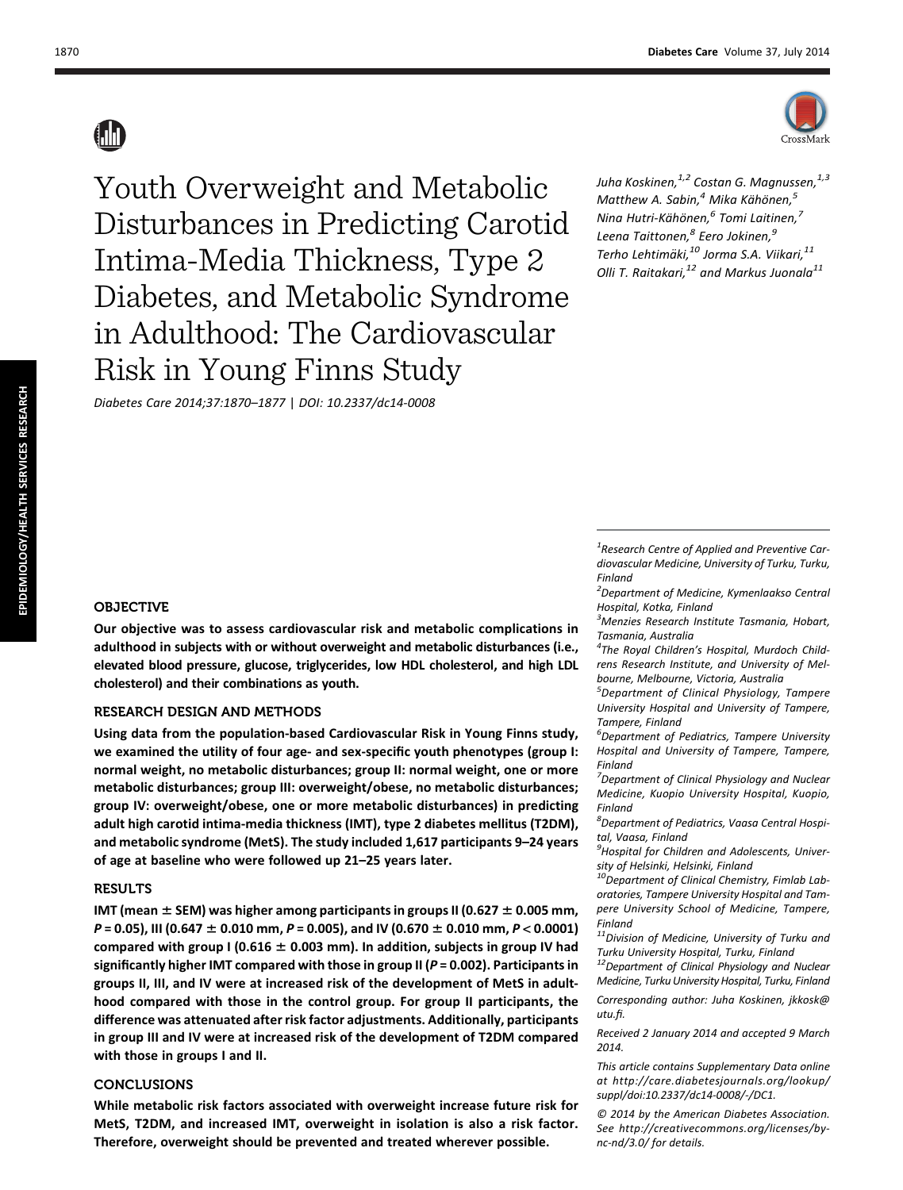# Youth Overweight and Metabolic Disturbances in Predicting Carotid Intima-Media Thickness, Type 2 Diabetes, and Metabolic Syndrome in Adulthood: The Cardiovascular Risk in Young Finns Study

*Diabetes Care 2014;37:1870–1877 | DOI: 10.2337/dc14-0008*

*Juha Koskinen,[1,2] Costan G. Magnussen,[1,3] Matthew A. Sabin,[4] Mika Kähönen,[5] Nina Hutri-Kähönen,[6] Tomi Laitinen,[7] Leena Taittonen,[8] Eero Jokinen,[9] Terho Lehtimäki,[10] Jorma S.A. Viikari,[11] Olli T. Raitakari,[12] and Markus Juonala[11]*

## OBJECTIVE

**Our objective was to assess cardiovascular risk and metabolic complications in adulthood in subjects with or without overweight and metabolic disturbances (i.e., elevated blood pressure, glucose, triglycerides, low HDL cholesterol, and high LDL cholesterol) and their combinations as youth.**

## RESEARCH DESIGN AND METHODS

**Using data from the population-based Cardiovascular Risk in Young Finns study, we examined the utility of four age- and sex-specific youth phenotypes (group I: normal weight, no metabolic disturbances; group II: normal weight, one or more metabolic disturbances; group III: overweight/obese, no metabolic disturbances; group IV: overweight/obese, one or more metabolic disturbances) in predicting adult high carotid intima-media thickness (IMT), type 2 diabetes mellitus (T2DM), and metabolic syndrome (MetS). The study included 1,617 participants 9–24 years of age at baseline who were followed up 21–25 years later.**

## RESULTS

**IMT (mean ± SEM) was higher among participants in groups II (0.627 ± 0.005 mm, $P = 0.05$), III (0.647 ± 0.010 mm, $P = 0.005$), and IV (0.670 ± 0.010 mm, $P < 0.0001$) compared with group I (0.616 ± 0.003 mm). In addition, subjects in group IV had significantly higher IMT compared with those in group II ($P = 0.002$). Participants in groups II, III, and IV were at increased risk of the development of MetS in adulthood compared with those in the control group. For group II participants, the difference was attenuated after risk factor adjustments. Additionally, participants in group III and IV were at increased risk of the development of T2DM compared with those in groups I and II.**

## CONCLUSIONS

**While metabolic risk factors associated with overweight increase future risk for MetS, T2DM, and increased IMT, overweight in isolation is also a risk factor. Therefore, overweight should be prevented and treated wherever possible.**

---

*[1]Research Centre of Applied and Preventive Cardiovascular Medicine, University of Turku, Turku, Finland*

*[2]Department of Medicine, Kymenlaakso Central Hospital, Kotka, Finland*

*[3]Menzies Research Institute Tasmania, Hobart, Tasmania, Australia*

*[4]The Royal Children's Hospital, Murdoch Childrens Research Institute, and University of Melbourne, Melbourne, Victoria, Australia*

*[5]Department of Clinical Physiology, Tampere University Hospital and University of Tampere, Tampere, Finland*

*[6]Department of Pediatrics, Tampere University Hospital and University of Tampere, Tampere, Finland*

*[7]Department of Clinical Physiology and Nuclear Medicine, Kuopio University Hospital, Kuopio, Finland*

*[8]Department of Pediatrics, Vaasa Central Hospital, Vaasa, Finland*

*[9]Hospital for Children and Adolescents, University of Helsinki, Helsinki, Finland*

*[10]Department of Clinical Chemistry, Fimlab Laboratories, Tampere University Hospital and Tampere University School of Medicine, Tampere, Finland*

*[11]Division of Medicine, University of Turku and Turku University Hospital, Turku, Finland*

*[12]Department of Clinical Physiology and Nuclear Medicine, Turku University Hospital, Turku, Finland*

*Corresponding author: Juha Koskinen, jkkosk@utu.fi.*

*Received 2 January 2014 and accepted 9 March 2014.*

*This article contains Supplementary Data online at http://care.diabetesjournals.org/lookup/suppl/doi:10.2337/dc14-0008/-/DC1.*

*© 2014 by the American Diabetes Association. See http://creativecommons.org/licenses/by-nc-nd/3.0/ for details.*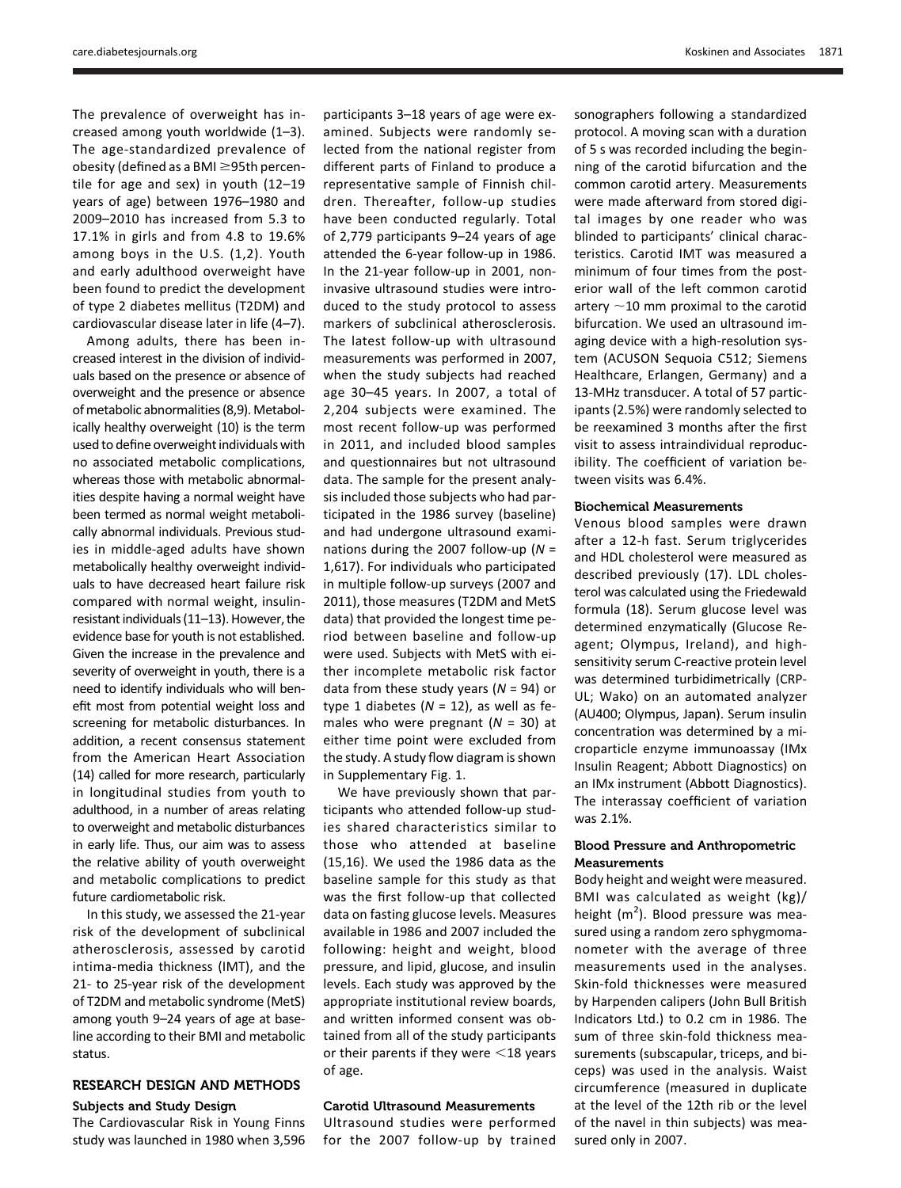The prevalence of overweight has increased among youth worldwide (1–3). The age-standardized prevalence of obesity (defined as a BMI $\geq$95th percentile for age and sex) in youth (12–19 years of age) between 1976–1980 and 2009–2010 has increased from 5.3 to 17.1% in girls and from 4.8 to 19.6% among boys in the U.S. (1,2). Youth and early adulthood overweight have been found to predict the development of type 2 diabetes mellitus (T2DM) and cardiovascular disease later in life (4–7).

Among adults, there has been increased interest in the division of individuals based on the presence or absence of overweight and the presence or absence of metabolic abnormalities (8,9). Metabolically healthy overweight (10) is the term used to define overweight individuals with no associated metabolic complications, whereas those with metabolic abnormalities despite having a normal weight have been termed as normal weight metabolically abnormal individuals. Previous studies in middle-aged adults have shown metabolically healthy overweight individuals to have decreased heart failure risk compared with normal weight, insulin-resistant individuals (11–13). However, the evidence base for youth is not established. Given the increase in the prevalence and severity of overweight in youth, there is a need to identify individuals who will benefit most from potential weight loss and screening for metabolic disturbances. In addition, a recent consensus statement from the American Heart Association (14) called for more research, particularly in longitudinal studies from youth to adulthood, in a number of areas relating to overweight and metabolic disturbances in early life. Thus, our aim was to assess the relative ability of youth overweight and metabolic complications to predict future cardiometabolic risk.

In this study, we assessed the 21-year risk of the development of subclinical atherosclerosis, assessed by carotid intima-media thickness (IMT), and the 21- to 25-year risk of the development of T2DM and metabolic syndrome (MetS) among youth 9–24 years of age at baseline according to their BMI and metabolic status.

## RESEARCH DESIGN AND METHODS

### Subjects and Study Design

The Cardiovascular Risk in Young Finns study was launched in 1980 when 3,596 participants 3–18 years of age were examined. Subjects were randomly selected from the national register from different parts of Finland to produce a representative sample of Finnish children. Thereafter, follow-up studies have been conducted regularly. Total of 2,779 participants 9–24 years of age attended the 6-year follow-up in 1986. In the 21-year follow-up in 2001, noninvasive ultrasound studies were introduced to the study protocol to assess markers of subclinical atherosclerosis. The latest follow-up with ultrasound measurements was performed in 2007, when the study subjects had reached age 30–45 years. In 2007, a total of 2,204 subjects were examined. The most recent follow-up was performed in 2011, and included blood samples and questionnaires but not ultrasound data. The sample for the present analysis included those subjects who had participated in the 1986 survey (baseline) and had undergone ultrasound examinations during the 2007 follow-up ($N$ = 1,617). For individuals who participated in multiple follow-up surveys (2007 and 2011), those measures (T2DM and MetS data) that provided the longest time period between baseline and follow-up were used. Subjects with MetS with either incomplete metabolic risk factor data from these study years ($N$ = 94) or type 1 diabetes ($N$ = 12), as well as females who were pregnant ($N$ = 30) at either time point were excluded from the study. A study flow diagram is shown in Supplementary Fig. 1.

We have previously shown that participants who attended follow-up studies shared characteristics similar to those who attended at baseline (15,16). We used the 1986 data as the baseline sample for this study as that was the first follow-up that collected data on fasting glucose levels. Measures available in 1986 and 2007 included the following: height and weight, blood pressure, and lipid, glucose, and insulin levels. Each study was approved by the appropriate institutional review boards, and written informed consent was obtained from all of the study participants or their parents if they were <18 years of age.

### Carotid Ultrasound Measurements

Ultrasound studies were performed for the 2007 follow-up by trained sonographers following a standardized protocol. A moving scan with a duration of 5 s was recorded including the beginning of the carotid bifurcation and the common carotid artery. Measurements were made afterward from stored digital images by one reader who was blinded to participants' clinical characteristics. Carotid IMT was measured a minimum of four times from the posterior wall of the left common carotid artery ~10 mm proximal to the carotid bifurcation. We used an ultrasound imaging device with a high-resolution system (ACUSON Sequoia C512; Siemens Healthcare, Erlangen, Germany) and a 13-MHz transducer. A total of 57 participants (2.5%) were randomly selected to be reexamined 3 months after the first visit to assess intraindividual reproducibility. The coefficient of variation between visits was 6.4%.

### Biochemical Measurements

Venous blood samples were drawn after a 12-h fast. Serum triglycerides and HDL cholesterol were measured as described previously (17). LDL cholesterol was calculated using the Friedewald formula (18). Serum glucose level was determined enzymatically (Glucose Reagent; Olympus, Ireland), and high-sensitivity serum C-reactive protein level was determined turbidimetrically (CRP-UL; Wako) on an automated analyzer (AU400; Olympus, Japan). Serum insulin concentration was determined by a microparticle enzyme immunoassay (IMx Insulin Reagent; Abbott Diagnostics) on an IMx instrument (Abbott Diagnostics). The interassay coefficient of variation was 2.1%.

### Blood Pressure and Anthropometric Measurements

Body height and weight were measured. BMI was calculated as weight (kg)/height ($m^2$). Blood pressure was measured using a random zero sphygmomanometer with the average of three measurements used in the analyses. Skin-fold thicknesses were measured by Harpenden calipers (John Bull British Indicators Ltd.) to 0.2 cm in 1986. The sum of three skin-fold thickness measurements (subscapular, triceps, and biceps) was used in the analysis. Waist circumference (measured in duplicate at the level of the 12th rib or the level of the navel in thin subjects) was measured only in 2007.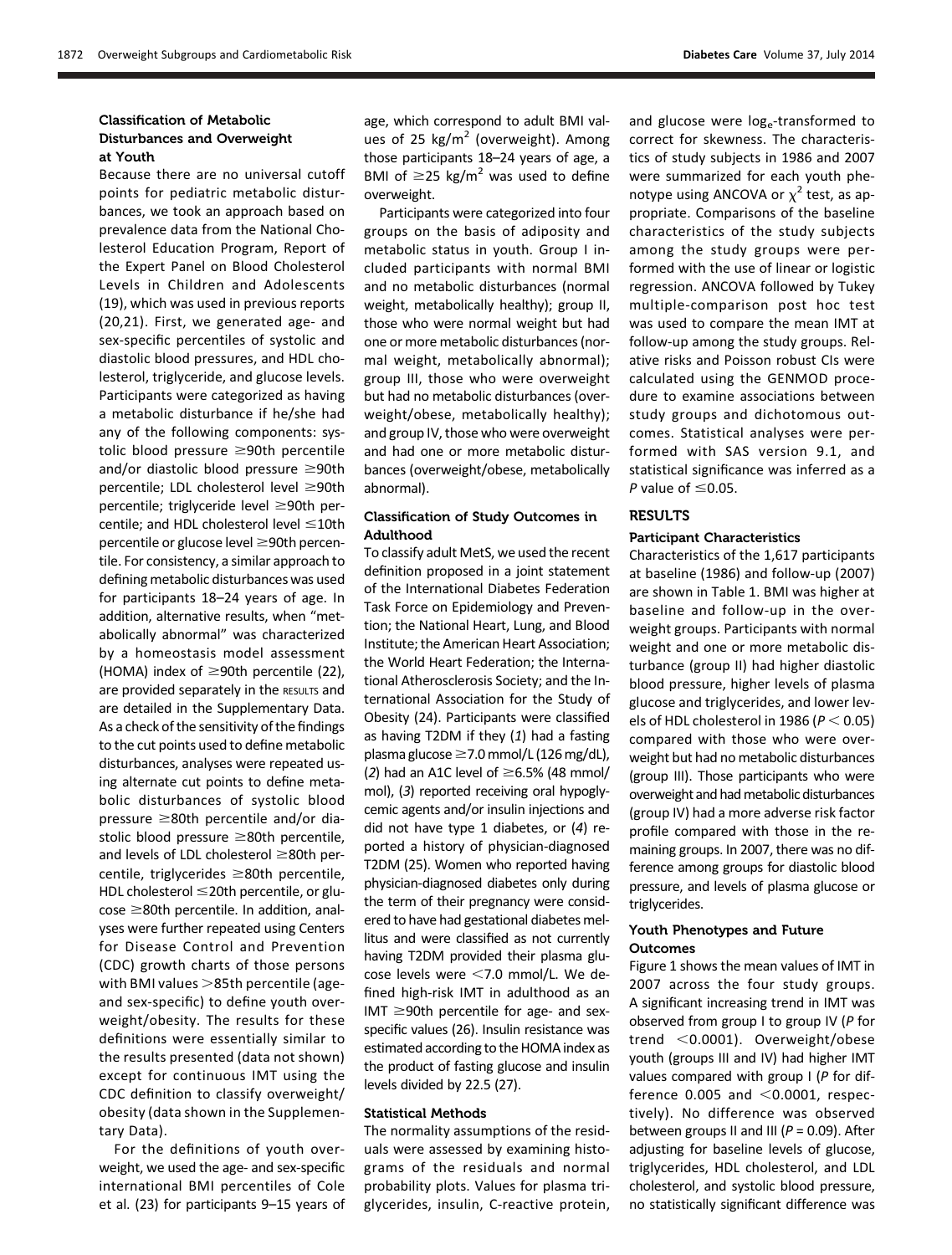### Classification of Metabolic Disturbances and Overweight at Youth

Because there are no universal cutoff points for pediatric metabolic disturbances, we took an approach based on prevalence data from the National Cholesterol Education Program, Report of the Expert Panel on Blood Cholesterol Levels in Children and Adolescents (19), which was used in previous reports (20,21). First, we generated age- and sex-specific percentiles of systolic and diastolic blood pressures, and HDL cholesterol, triglyceride, and glucose levels. Participants were categorized as having a metabolic disturbance if he/she had any of the following components: systolic blood pressure ≥90th percentile and/or diastolic blood pressure ≥90th percentile; LDL cholesterol level ≥90th percentile; triglyceride level ≥90th percentile; and HDL cholesterol level ≤10th percentile or glucose level ≥90th percentile. For consistency, a similar approach to defining metabolic disturbances was used for participants 18–24 years of age. In addition, alternative results, when "metabolically abnormal" was characterized by a homeostasis model assessment (HOMA) index of ≥90th percentile (22), are provided separately in the RESULTS and are detailed in the Supplementary Data. As a check of the sensitivity of the findings to the cut points used to define metabolic disturbances, analyses were repeated using alternate cut points to define metabolic disturbances of systolic blood pressure ≥80th percentile and/or diastolic blood pressure ≥80th percentile, and levels of LDL cholesterol ≥80th percentile, triglycerides ≥80th percentile, HDL cholesterol ≤20th percentile, or glucose ≥80th percentile. In addition, analyses were further repeated using Centers for Disease Control and Prevention (CDC) growth charts of those persons with BMI values >85th percentile (age- and sex-specific) to define youth overweight/obesity. The results for these definitions were essentially similar to the results presented (data not shown) except for continuous IMT using the CDC definition to classify overweight/obesity (data shown in the Supplementary Data).

For the definitions of youth overweight, we used the age- and sex-specific international BMI percentiles of Cole et al. (23) for participants 9–15 years of age, which correspond to adult BMI values of 25 kg/m$^2$ (overweight). Among those participants 18–24 years of age, a BMI of ≥25 kg/m$^2$ was used to define overweight.

Participants were categorized into four groups on the basis of adiposity and metabolic status in youth. Group I included participants with normal BMI and no metabolic disturbances (normal weight, metabolically healthy); group II, those who were normal weight but had one or more metabolic disturbances (normal weight, metabolically abnormal); group III, those who were overweight but had no metabolic disturbances (overweight/obese, metabolically healthy); and group IV, those who were overweight and had one or more metabolic disturbances (overweight/obese, metabolically abnormal).

### Classification of Study Outcomes in Adulthood

To classify adult MetS, we used the recent definition proposed in a joint statement of the International Diabetes Federation Task Force on Epidemiology and Prevention; the National Heart, Lung, and Blood Institute; the American Heart Association; the World Heart Federation; the International Atherosclerosis Society; and the International Association for the Study of Obesity (24). Participants were classified as having T2DM if they (*1*) had a fasting plasma glucose ≥7.0 mmol/L (126 mg/dL), (*2*) had an A1C level of ≥6.5% (48 mmol/mol), (*3*) reported receiving oral hypoglycemic agents and/or insulin injections and did not have type 1 diabetes, or (*4*) reported a history of physician-diagnosed T2DM (25). Women who reported having physician-diagnosed diabetes only during the term of their pregnancy were considered to have had gestational diabetes mellitus and were classified as not currently having T2DM provided their plasma glucose levels were <7.0 mmol/L. We defined high-risk IMT in adulthood as an IMT ≥90th percentile for age- and sex-specific values (26). Insulin resistance was estimated according to the HOMA index as the product of fasting glucose and insulin levels divided by 22.5 (27).

### Statistical Methods

The normality assumptions of the residuals were assessed by examining histograms of the residuals and normal probability plots. Values for plasma triglycerides, insulin, C-reactive protein, and glucose were log$_e$-transformed to correct for skewness. The characteristics of study subjects in 1986 and 2007 were summarized for each youth phenotype using ANCOVA or $\chi^2$ test, as appropriate. Comparisons of the baseline characteristics of the study subjects among the study groups were performed with the use of linear or logistic regression. ANCOVA followed by Tukey multiple-comparison post hoc test was used to compare the mean IMT at follow-up among the study groups. Relative risks and Poisson robust CIs were calculated using the GENMOD procedure to examine associations between study groups and dichotomous outcomes. Statistical analyses were performed with SAS version 9.1, and statistical significance was inferred as a $P$ value of ≤0.05.

## RESULTS

### Participant Characteristics

Characteristics of the 1,617 participants at baseline (1986) and follow-up (2007) are shown in Table 1. BMI was higher at baseline and follow-up in the overweight groups. Participants with normal weight and one or more metabolic disturbance (group II) had higher diastolic blood pressure, higher levels of plasma glucose and triglycerides, and lower levels of HDL cholesterol in 1986 ($P < 0.05$) compared with those who were overweight but had no metabolic disturbances (group III). Those participants who were overweight and had metabolic disturbances (group IV) had a more adverse risk factor profile compared with those in the remaining groups. In 2007, there was no difference among groups for diastolic blood pressure, and levels of plasma glucose or triglycerides.

### Youth Phenotypes and Future Outcomes

Figure 1 shows the mean values of IMT in 2007 across the four study groups. A significant increasing trend in IMT was observed from group I to group IV ($P$ for trend <0.0001). Overweight/obese youth (groups III and IV) had higher IMT values compared with group I ($P$ for difference 0.005 and <0.0001, respectively). No difference was observed between groups II and III ($P$ = 0.09). After adjusting for baseline levels of glucose, triglycerides, HDL cholesterol, and LDL cholesterol, and systolic blood pressure, no statistically significant difference was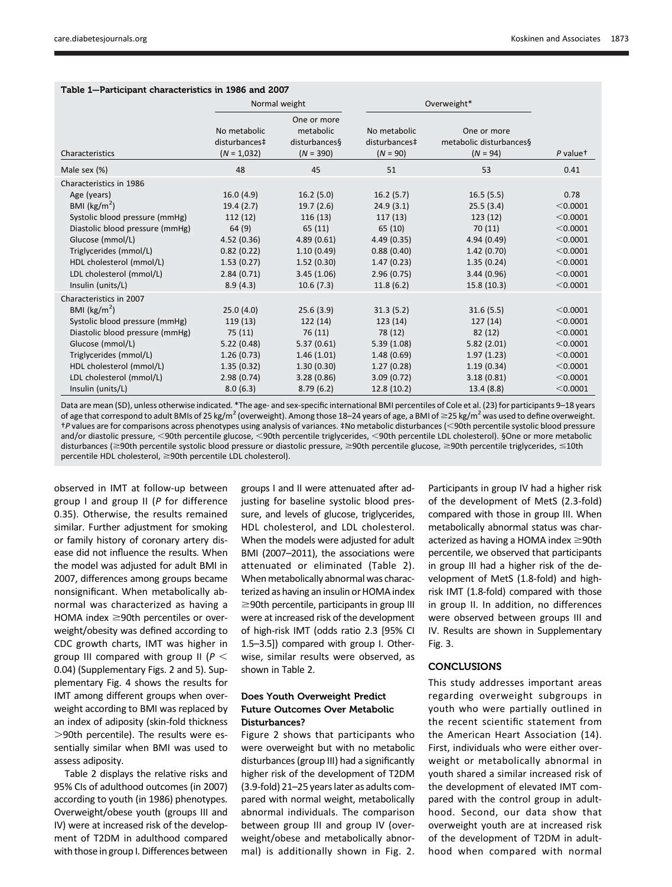**Table 1—Participant characteristics in 1986 and 2007**

| Characteristics | Normal weight | | Overweight* | | |
|---|---|---|---|---|---|
| | No metabolic disturbances‡ ($N$ = 1,032) | One or more metabolic disturbances§ ($N$ = 390) | No metabolic disturbances‡ ($N$ = 90) | One or more metabolic disturbances§ ($N$ = 94) | $P$ value† |
| Male sex (%) | 48 | 45 | 51 | 53 | 0.41 |
| Characteristics in 1986 | | | | | |
| Age (years) | 16.0 (4.9) | 16.2 (5.0) | 16.2 (5.7) | 16.5 (5.5) | 0.78 |
| BMI (kg/m$^2$) | 19.4 (2.7) | 19.7 (2.6) | 24.9 (3.1) | 25.5 (3.4) | <0.0001 |
| Systolic blood pressure (mmHg) | 112 (12) | 116 (13) | 117 (13) | 123 (12) | <0.0001 |
| Diastolic blood pressure (mmHg) | 64 (9) | 65 (11) | 65 (10) | 70 (11) | <0.0001 |
| Glucose (mmol/L) | 4.52 (0.36) | 4.89 (0.61) | 4.49 (0.35) | 4.94 (0.49) | <0.0001 |
| Triglycerides (mmol/L) | 0.82 (0.22) | 1.10 (0.49) | 0.88 (0.40) | 1.42 (0.70) | <0.0001 |
| HDL cholesterol (mmol/L) | 1.53 (0.27) | 1.52 (0.30) | 1.47 (0.23) | 1.35 (0.24) | <0.0001 |
| LDL cholesterol (mmol/L) | 2.84 (0.71) | 3.45 (1.06) | 2.96 (0.75) | 3.44 (0.96) | <0.0001 |
| Insulin (units/L) | 8.9 (4.3) | 10.6 (7.3) | 11.8 (6.2) | 15.8 (10.3) | <0.0001 |
| Characteristics in 2007 | | | | | |
| BMI (kg/m$^2$) | 25.0 (4.0) | 25.6 (3.9) | 31.3 (5.2) | 31.6 (5.5) | <0.0001 |
| Systolic blood pressure (mmHg) | 119 (13) | 122 (14) | 123 (14) | 127 (14) | <0.0001 |
| Diastolic blood pressure (mmHg) | 75 (11) | 76 (11) | 78 (12) | 82 (12) | <0.0001 |
| Glucose (mmol/L) | 5.22 (0.48) | 5.37 (0.61) | 5.39 (1.08) | 5.82 (2.01) | <0.0001 |
| Triglycerides (mmol/L) | 1.26 (0.73) | 1.46 (1.01) | 1.48 (0.69) | 1.97 (1.23) | <0.0001 |
| HDL cholesterol (mmol/L) | 1.35 (0.32) | 1.30 (0.30) | 1.27 (0.28) | 1.19 (0.34) | <0.0001 |
| LDL cholesterol (mmol/L) | 2.98 (0.74) | 3.28 (0.86) | 3.09 (0.72) | 3.18 (0.81) | <0.0001 |
| Insulin (units/L) | 8.0 (6.3) | 8.79 (6.2) | 12.8 (10.2) | 13.4 (8.8) | <0.0001 |

Data are mean (SD), unless otherwise indicated. *The age- and sex-specific international BMI percentiles of Cole et al. (23) for participants 9–18 years of age that correspond to adult BMIs of 25 kg/m$^2$ (overweight). Among those 18–24 years of age, a BMI of ≥25 kg/m$^2$ was used to define overweight. †$P$ values are for comparisons across phenotypes using analysis of variances. ‡No metabolic disturbances (<90th percentile systolic blood pressure and/or diastolic pressure, <90th percentile glucose, <90th percentile triglycerides, <90th percentile LDL cholesterol). §One or more metabolic disturbances (≥90th percentile systolic blood pressure or diastolic pressure, ≥90th percentile glucose, ≥90th percentile triglycerides, ≤10th percentile HDL cholesterol, ≥90th percentile LDL cholesterol).

observed in IMT at follow-up between group I and group II ($P$ for difference 0.35). Otherwise, the results remained similar. Further adjustment for smoking or family history of coronary artery disease did not influence the results. When the model was adjusted for adult BMI in 2007, differences among groups became nonsignificant. When metabolically abnormal was characterized as having a HOMA index ≥90th percentiles or overweight/obesity was defined according to CDC growth charts, IMT was higher in group III compared with group II ($P <$ 0.04) (Supplementary Figs. 2 and 5). Supplementary Fig. 4 shows the results for IMT among different groups when overweight according to BMI was replaced by an index of adiposity (skin-fold thickness >90th percentile). The results were essentially similar when BMI was used to assess adiposity.

Table 2 displays the relative risks and 95% CIs of adulthood outcomes (in 2007) according to youth (in 1986) phenotypes. Overweight/obese youth (groups III and IV) were at increased risk of the development of T2DM in adulthood compared with those in group I. Differences between groups I and II were attenuated after adjusting for baseline systolic blood pressure, and levels of glucose, triglycerides, HDL cholesterol, and LDL cholesterol. When the models were adjusted for adult BMI (2007–2011), the associations were attenuated or eliminated (Table 2). When metabolically abnormal was characterized as having an insulin or HOMA index ≥90th percentile, participants in group III were at increased risk of the development of high-risk IMT (odds ratio 2.3 [95% CI 1.5–3.5]) compared with group I. Otherwise, similar results were observed, as shown in Table 2.

### Does Youth Overweight Predict Future Outcomes Over Metabolic Disturbances?

Figure 2 shows that participants who were overweight but with no metabolic disturbances (group III) had a significantly higher risk of the development of T2DM (3.9-fold) 21–25 years later as adults compared with normal weight, metabolically abnormal individuals. The comparison between group III and group IV (overweight/obese and metabolically abnormal) is additionally shown in Fig. 2. Participants in group IV had a higher risk of the development of MetS (2.3-fold) compared with those in group III. When metabolically abnormal status was characterized as having a HOMA index ≥90th percentile, we observed that participants in group III had a higher risk of the development of MetS (1.8-fold) and high-risk IMT (1.8-fold) compared with those in group II. In addition, no differences were observed between groups III and IV. Results are shown in Supplementary Fig. 3.

## CONCLUSIONS

This study addresses important areas regarding overweight subgroups in youth who were partially outlined in the recent scientific statement from the American Heart Association (14). First, individuals who were either overweight or metabolically abnormal in youth shared a similar increased risk of the development of elevated IMT compared with the control group in adulthood. Second, our data show that overweight youth are at increased risk of the development of T2DM in adulthood when compared with normal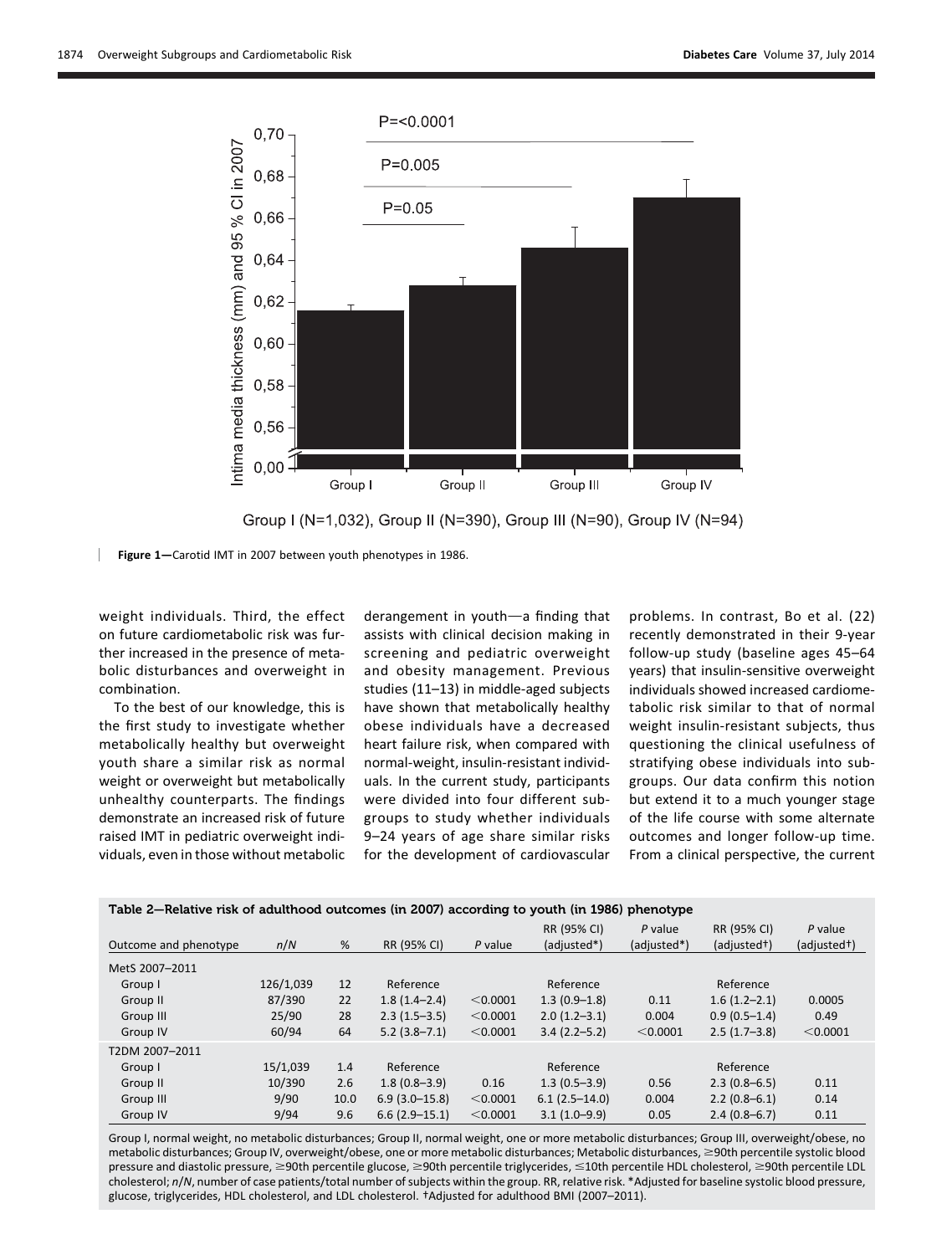Figure 1—Carotid IMT in 2007 between youth phenotypes in 1986.

weight individuals. Third, the effect on future cardiometabolic risk was further increased in the presence of metabolic disturbances and overweight in combination.

To the best of our knowledge, this is the first study to investigate whether metabolically healthy but overweight youth share a similar risk as normal weight or overweight but metabolically unhealthy counterparts. The findings demonstrate an increased risk of future raised IMT in pediatric overweight individuals, even in those without metabolic derangement in youth—a finding that assists with clinical decision making in screening and pediatric overweight and obesity management. Previous studies (11–13) in middle-aged subjects have shown that metabolically healthy obese individuals have a decreased heart failure risk, when compared with normal-weight, insulin-resistant individuals. In the current study, participants were divided into four different subgroups to study whether individuals 9–24 years of age share similar risks for the development of cardiovascular problems. In contrast, Bo et al. (22) recently demonstrated in their 9-year follow-up study (baseline ages 45–64 years) that insulin-sensitive overweight individuals showed increased cardiometabolic risk similar to that of normal weight insulin-resistant subjects, thus questioning the clinical usefulness of stratifying obese individuals into subgroups. Our data confirm this notion but extend it to a much younger stage of the life course with some alternate outcomes and longer follow-up time. From a clinical perspective, the current

**Table 2—Relative risk of adulthood outcomes (in 2007) according to youth (in 1986) phenotype**

| Outcome and phenotype | n/N | % | RR (95% CI) | P value | RR (95% CI) (adjusted*) | P value (adjusted*) | RR (95% CI) (adjusted†) | P value (adjusted†) |
|---|---|---|---|---|---|---|---|---|
| MetS 2007–2011 | | | | | | | | |
| Group I | 126/1,039 | 12 | Reference | | Reference | | Reference | |
| Group II | 87/390 | 22 | 1.8 (1.4–2.4) | <0.0001 | 1.3 (0.9–1.8) | 0.11 | 1.6 (1.2–2.1) | 0.0005 |
| Group III | 25/90 | 28 | 2.3 (1.5–3.5) | <0.0001 | 2.0 (1.2–3.1) | 0.004 | 0.9 (0.5–1.4) | 0.49 |
| Group IV | 60/94 | 64 | 5.2 (3.8–7.1) | <0.0001 | 3.4 (2.2–5.2) | <0.0001 | 2.5 (1.7–3.8) | <0.0001 |
| T2DM 2007–2011 | | | | | | | | |
| Group I | 15/1,039 | 1.4 | Reference | | Reference | | Reference | |
| Group II | 10/390 | 2.6 | 1.8 (0.8–3.9) | 0.16 | 1.3 (0.5–3.9) | 0.56 | 2.3 (0.8–6.5) | 0.11 |
| Group III | 9/90 | 10.0 | 6.9 (3.0–15.8) | <0.0001 | 6.1 (2.5–14.0) | 0.004 | 2.2 (0.8–6.1) | 0.14 |
| Group IV | 9/94 | 9.6 | 6.6 (2.9–15.1) | <0.0001 | 3.1 (1.0–9.9) | 0.05 | 2.4 (0.8–6.7) | 0.11 |

Group I, normal weight, no metabolic disturbances; Group II, normal weight, one or more metabolic disturbances; Group III, overweight/obese, no metabolic disturbances; Group IV, overweight/obese, one or more metabolic disturbances; Metabolic disturbances, ≥90th percentile systolic blood pressure and diastolic pressure, ≥90th percentile glucose, ≥90th percentile triglycerides, ≤10th percentile HDL cholesterol, ≥90th percentile LDL cholesterol; n/N, number of case patients/total number of subjects within the group. RR, relative risk. *Adjusted for baseline systolic blood pressure, glucose, triglycerides, HDL cholesterol, and LDL cholesterol. †Adjusted for adulthood BMI (2007–2011).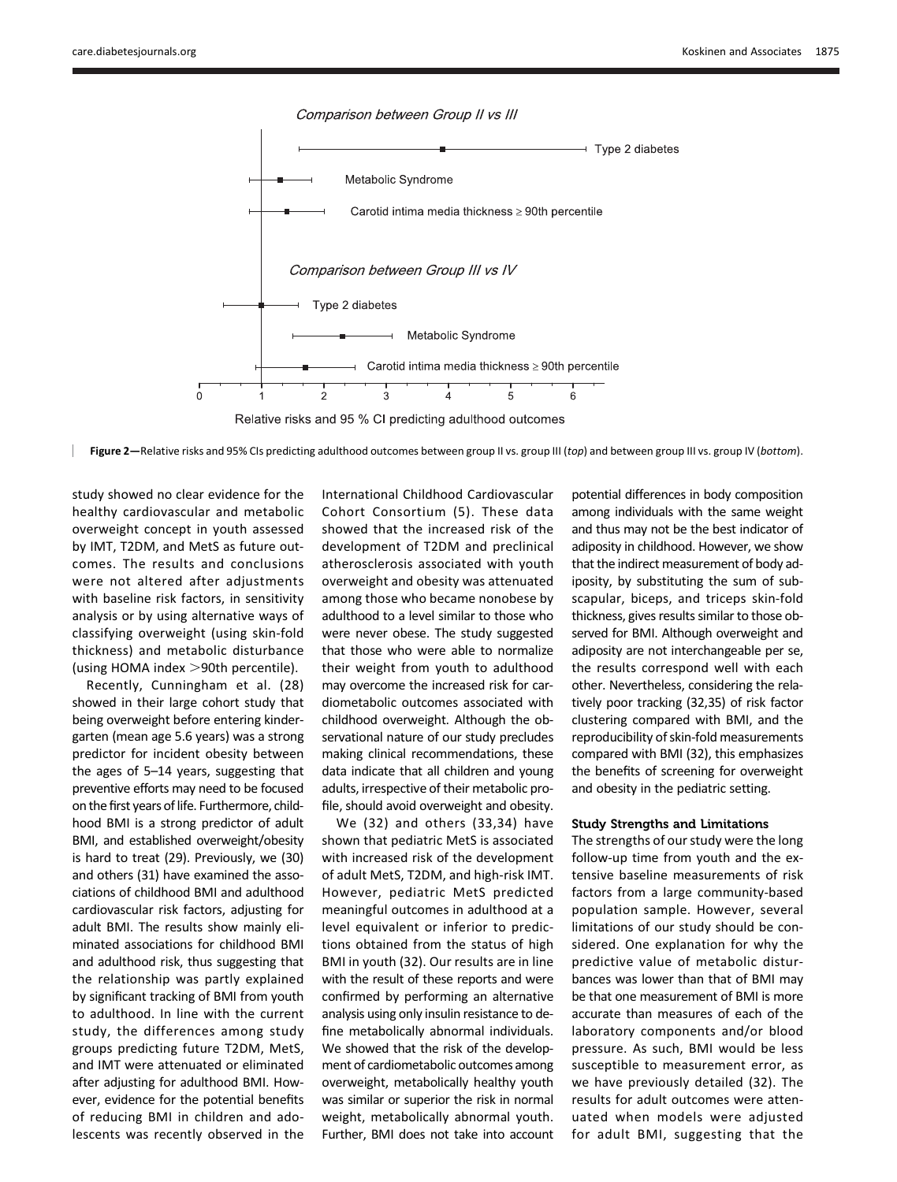**Figure 2**—Relative risks and 95% CIs predicting adulthood outcomes between group II vs. group III (*top*) and between group III vs. group IV (*bottom*).

study showed no clear evidence for the healthy cardiovascular and metabolic overweight concept in youth assessed by IMT, T2DM, and MetS as future outcomes. The results and conclusions were not altered after adjustments with baseline risk factors, in sensitivity analysis or by using alternative ways of classifying overweight (using skin-fold thickness) and metabolic disturbance (using HOMA index >90th percentile).

Recently, Cunningham et al. (28) showed in their large cohort study that being overweight before entering kindergarten (mean age 5.6 years) was a strong predictor for incident obesity between the ages of 5–14 years, suggesting that preventive efforts may need to be focused on the first years of life. Furthermore, childhood BMI is a strong predictor of adult BMI, and established overweight/obesity is hard to treat (29). Previously, we (30) and others (31) have examined the associations of childhood BMI and adulthood cardiovascular risk factors, adjusting for adult BMI. The results show mainly eliminated associations for childhood BMI and adulthood risk, thus suggesting that the relationship was partly explained by significant tracking of BMI from youth to adulthood. In line with the current study, the differences among study groups predicting future T2DM, MetS, and IMT were attenuated or eliminated after adjusting for adulthood BMI. However, evidence for the potential benefits of reducing BMI in children and adolescents was recently observed in the International Childhood Cardiovascular Cohort Consortium (5). These data showed that the increased risk of the development of T2DM and preclinical atherosclerosis associated with youth overweight and obesity was attenuated among those who became nonobese by adulthood to a level similar to those who were never obese. The study suggested that those who were able to normalize their weight from youth to adulthood may overcome the increased risk for cardiometabolic outcomes associated with childhood overweight. Although the observational nature of our study precludes making clinical recommendations, these data indicate that all children and young adults, irrespective of their metabolic profile, should avoid overweight and obesity.

We (32) and others (33,34) have shown that pediatric MetS is associated with increased risk of the development of adult MetS, T2DM, and high-risk IMT. However, pediatric MetS predicted meaningful outcomes in adulthood at a level equivalent or inferior to predictions obtained from the status of high BMI in youth (32). Our results are in line with the result of these reports and were confirmed by performing an alternative analysis using only insulin resistance to define metabolically abnormal individuals. We showed that the risk of the development of cardiometabolic outcomes among overweight, metabolically healthy youth was similar or superior the risk in normal weight, metabolically abnormal youth. Further, BMI does not take into account potential differences in body composition among individuals with the same weight and thus may not be the best indicator of adiposity in childhood. However, we show that the indirect measurement of body adiposity, by substituting the sum of subscapular, biceps, and triceps skin-fold thickness, gives results similar to those observed for BMI. Although overweight and adiposity are not interchangeable per se, the results correspond well with each other. Nevertheless, considering the relatively poor tracking (32,35) of risk factor clustering compared with BMI, and the reproducibility of skin-fold measurements compared with BMI (32), this emphasizes the benefits of screening for overweight and obesity in the pediatric setting.

### Study Strengths and Limitations

The strengths of our study were the long follow-up time from youth and the extensive baseline measurements of risk factors from a large community-based population sample. However, several limitations of our study should be considered. One explanation for why the predictive value of metabolic disturbances was lower than that of BMI may be that one measurement of BMI is more accurate than measures of each of the laboratory components and/or blood pressure. As such, BMI would be less susceptible to measurement error, as we have previously detailed (32). The results for adult outcomes were attenuated when models were adjusted for adult BMI, suggesting that the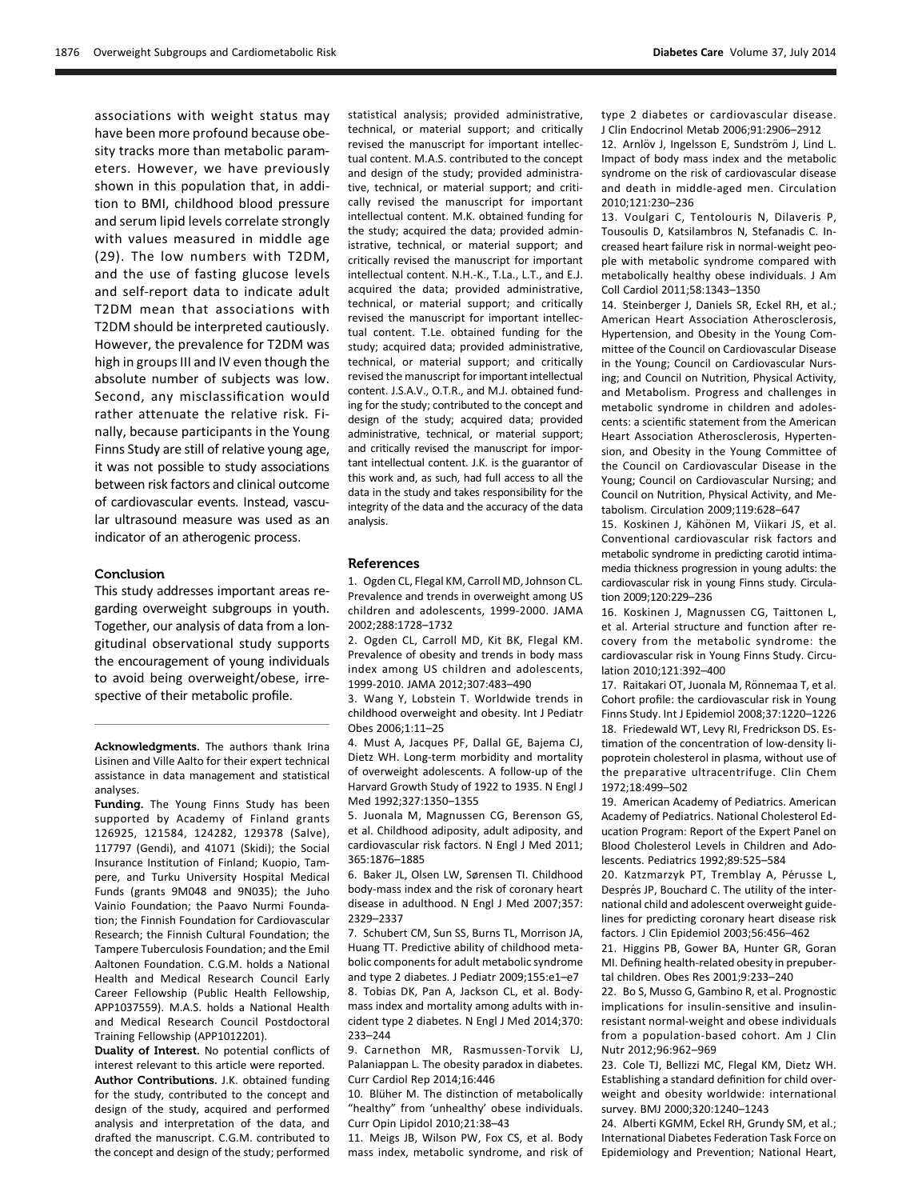associations with weight status may have been more profound because obesity tracks more than metabolic parameters. However, we have previously shown in this population that, in addition to BMI, childhood blood pressure and serum lipid levels correlate strongly with values measured in middle age (29). The low numbers with T2DM, and the use of fasting glucose levels and self-report data to indicate adult T2DM mean that associations with T2DM should be interpreted cautiously. However, the prevalence for T2DM was high in groups III and IV even though the absolute number of subjects was low. Second, any misclassification would rather attenuate the relative risk. Finally, because participants in the Young Finns Study are still of relative young age, it was not possible to study associations between risk factors and clinical outcome of cardiovascular events. Instead, vascular ultrasound measure was used as an indicator of an atherogenic process.

## Conclusion

This study addresses important areas regarding overweight subgroups in youth. Together, our analysis of data from a longitudinal observational study supports the encouragement of young individuals to avoid being overweight/obese, irrespective of their metabolic profile.

**Acknowledgments.** The authors thank Irina Lisinen and Ville Aalto for their expert technical assistance in data management and statistical analyses.

**Funding.** The Young Finns Study has been supported by Academy of Finland grants 126925, 121584, 124282, 129378 (Salve), 117797 (Gendi), and 41071 (Skidi); the Social Insurance Institution of Finland; Kuopio, Tampere, and Turku University Hospital Medical Funds (grants 9M048 and 9N035); the Juho Vainio Foundation; the Paavo Nurmi Foundation; the Finnish Foundation for Cardiovascular Research; the Finnish Cultural Foundation; the Tampere Tuberculosis Foundation; and the Emil Aaltonen Foundation. C.G.M. holds a National Health and Medical Research Council Early Career Fellowship (Public Health Fellowship, APP1037559). M.A.S. holds a National Health and Medical Research Council Postdoctoral Training Fellowship (APP1012201).

**Duality of Interest.** No potential conflicts of interest relevant to this article were reported.

**Author Contributions.** J.K. obtained funding for the study, contributed to the concept and design of the study, acquired and performed analysis and interpretation of the data, and drafted the manuscript. C.G.M. contributed to the concept and design of the study; performed statistical analysis; provided administrative, technical, or material support; and critically revised the manuscript for important intellectual content. M.A.S. contributed to the concept and design of the study; provided administrative, technical, or material support; and critically revised the manuscript for important intellectual content. M.K. obtained funding for the study; acquired the data; provided administrative, technical, or material support; and critically revised the manuscript for important intellectual content. N.H.-K., T.La., L.T., and E.J. acquired the data; provided administrative, technical, or material support; and critically revised the manuscript for important intellectual content. T.Le. obtained funding for the study; acquired data; provided administrative, technical, or material support; and critically revised the manuscript for important intellectual content. J.S.A.V., O.T.R., and M.J. obtained funding for the study; contributed to the concept and design of the study; acquired data; provided administrative, technical, or material support; and critically revised the manuscript for important intellectual content. J.K. is the guarantor of this work and, as such, had full access to all the data in the study and takes responsibility for the integrity of the data and the accuracy of the data analysis.

## References

1. Ogden CL, Flegal KM, Carroll MD, Johnson CL. Prevalence and trends in overweight among US children and adolescents, 1999-2000. JAMA 2002;288:1728–1732
2. Ogden CL, Carroll MD, Kit BK, Flegal KM. Prevalence of obesity and trends in body mass index among US children and adolescents, 1999-2010. JAMA 2012;307:483–490
3. Wang Y, Lobstein T. Worldwide trends in childhood overweight and obesity. Int J Pediatr Obes 2006;1:11–25
4. Must A, Jacques PF, Dallal GE, Bajema CJ, Dietz WH. Long-term morbidity and mortality of overweight adolescents. A follow-up of the Harvard Growth Study of 1922 to 1935. N Engl J Med 1992;327:1350–1355
5. Juonala M, Magnussen CG, Berenson GS, et al. Childhood adiposity, adult adiposity, and cardiovascular risk factors. N Engl J Med 2011; 365:1876–1885
6. Baker JL, Olsen LW, Sørensen TI. Childhood body-mass index and the risk of coronary heart disease in adulthood. N Engl J Med 2007;357: 2329–2337
7. Schubert CM, Sun SS, Burns TL, Morrison JA, Huang TT. Predictive ability of childhood metabolic components for adult metabolic syndrome and type 2 diabetes. J Pediatr 2009;155:e1–e7
8. Tobias DK, Pan A, Jackson CL, et al. Body-mass index and mortality among adults with incident type 2 diabetes. N Engl J Med 2014;370: 233–244
9. Carnethon MR, Rasmussen-Torvik LJ, Palaniappan L. The obesity paradox in diabetes. Curr Cardiol Rep 2014;16:446
10. Blüher M. The distinction of metabolically "healthy" from 'unhealthy' obese individuals. Curr Opin Lipidol 2010;21:38–43
11. Meigs JB, Wilson PW, Fox CS, et al. Body mass index, metabolic syndrome, and risk of type 2 diabetes or cardiovascular disease. J Clin Endocrinol Metab 2006;91:2906–2912
12. Arnlöv J, Ingelsson E, Sundström J, Lind L. Impact of body mass index and the metabolic syndrome on the risk of cardiovascular disease and death in middle-aged men. Circulation 2010;121:230–236
13. Voulgari C, Tentolouris N, Dilaveris P, Tousoulis D, Katsilambros N, Stefanadis C. Increased heart failure risk in normal-weight people with metabolic syndrome compared with metabolically healthy obese individuals. J Am Coll Cardiol 2011;58:1343–1350
14. Steinberger J, Daniels SR, Eckel RH, et al.; American Heart Association Atherosclerosis, Hypertension, and Obesity in the Young Committee of the Council on Cardiovascular Disease in the Young; Council on Cardiovascular Nursing; and Council on Nutrition, Physical Activity, and Metabolism. Progress and challenges in metabolic syndrome in children and adolescents: a scientific statement from the American Heart Association Atherosclerosis, Hypertension, and Obesity in the Young Committee of the Council on Cardiovascular Disease in the Young; Council on Cardiovascular Nursing; and Council on Nutrition, Physical Activity, and Metabolism. Circulation 2009;119:628–647
15. Koskinen J, Kähönen M, Viikari JS, et al. Conventional cardiovascular risk factors and metabolic syndrome in predicting carotid intima-media thickness progression in young adults: the cardiovascular risk in young Finns study. Circulation 2009;120:229–236
16. Koskinen J, Magnussen CG, Taittonen L, et al. Arterial structure and function after recovery from the metabolic syndrome: the cardiovascular risk in Young Finns Study. Circulation 2010;121:392–400
17. Raitakari OT, Juonala M, Rönnemaa T, et al. Cohort profile: the cardiovascular risk in Young Finns Study. Int J Epidemiol 2008;37:1220–1226
18. Friedewald WT, Levy RI, Fredrickson DS. Estimation of the concentration of low-density lipoprotein cholesterol in plasma, without use of the preparative ultracentrifuge. Clin Chem 1972;18:499–502
19. American Academy of Pediatrics. American Academy of Pediatrics. National Cholesterol Education Program: Report of the Expert Panel on Blood Cholesterol Levels in Children and Adolescents. Pediatrics 1992;89:525–584
20. Katzmarzyk PT, Tremblay A, Pérusse L, Després JP, Bouchard C. The utility of the international child and adolescent overweight guidelines for predicting coronary heart disease risk factors. J Clin Epidemiol 2003;56:456–462
21. Higgins PB, Gower BA, Hunter GR, Goran MI. Defining health-related obesity in prepubertal children. Obes Res 2001;9:233–240
22. Bo S, Musso G, Gambino R, et al. Prognostic implications for insulin-sensitive and insulin-resistant normal-weight and obese individuals from a population-based cohort. Am J Clin Nutr 2012;96:962–969
23. Cole TJ, Bellizzi MC, Flegal KM, Dietz WH. Establishing a standard definition for child overweight and obesity worldwide: international survey. BMJ 2000;320:1240–1243
24. Alberti KGMM, Eckel RH, Grundy SM, et al.; International Diabetes Federation Task Force on Epidemiology and Prevention; National Heart,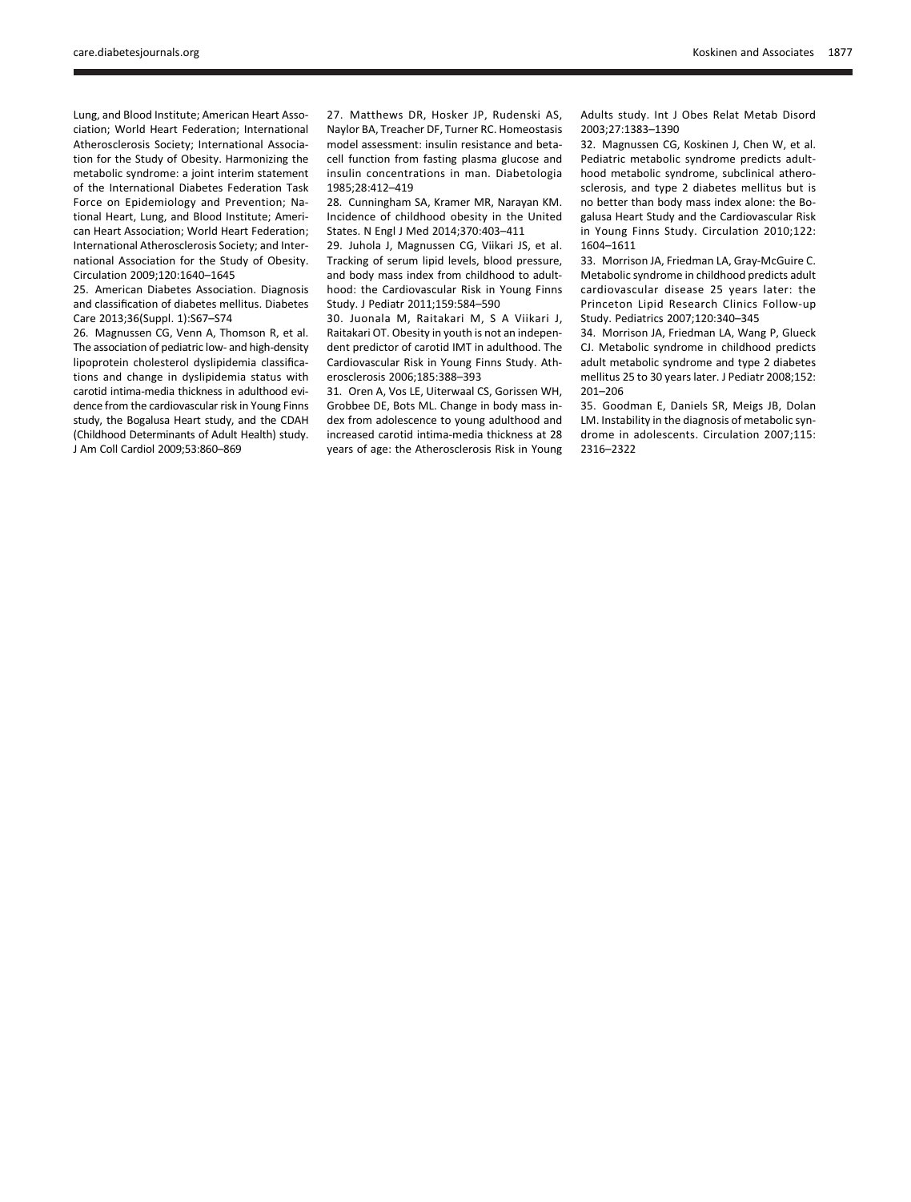Lung, and Blood Institute; American Heart Association; World Heart Federation; International Atherosclerosis Society; International Association for the Study of Obesity. Harmonizing the metabolic syndrome: a joint interim statement of the International Diabetes Federation Task Force on Epidemiology and Prevention; National Heart, Lung, and Blood Institute; American Heart Association; World Heart Federation; International Atherosclerosis Society; and International Association for the Study of Obesity. Circulation 2009;120:1640–1645

25. American Diabetes Association. Diagnosis and classification of diabetes mellitus. Diabetes Care 2013;36(Suppl. 1):S67–S74

26. Magnussen CG, Venn A, Thomson R, et al. The association of pediatric low- and high-density lipoprotein cholesterol dyslipidemia classifications and change in dyslipidemia status with carotid intima-media thickness in adulthood evidence from the cardiovascular risk in Young Finns study, the Bogalusa Heart study, and the CDAH (Childhood Determinants of Adult Health) study. J Am Coll Cardiol 2009;53:860–869

27. Matthews DR, Hosker JP, Rudenski AS, Naylor BA, Treacher DF, Turner RC. Homeostasis model assessment: insulin resistance and beta-cell function from fasting plasma glucose and insulin concentrations in man. Diabetologia 1985;28:412–419

28. Cunningham SA, Kramer MR, Narayan KM. Incidence of childhood obesity in the United States. N Engl J Med 2014;370:403–411

29. Juhola J, Magnussen CG, Viikari JS, et al. Tracking of serum lipid levels, blood pressure, and body mass index from childhood to adulthood: the Cardiovascular Risk in Young Finns Study. J Pediatr 2011;159:584–590

30. Juonala M, Raitakari M, S A Viikari J, Raitakari OT. Obesity in youth is not an independent predictor of carotid IMT in adulthood. The Cardiovascular Risk in Young Finns Study. Atherosclerosis 2006;185:388–393

31. Oren A, Vos LE, Uiterwaal CS, Gorissen WH, Grobbee DE, Bots ML. Change in body mass index from adolescence to young adulthood and increased carotid intima-media thickness at 28 years of age: the Atherosclerosis Risk in Young Adults study. Int J Obes Relat Metab Disord 2003;27:1383–1390

32. Magnussen CG, Koskinen J, Chen W, et al. Pediatric metabolic syndrome predicts adulthood metabolic syndrome, subclinical atherosclerosis, and type 2 diabetes mellitus but is no better than body mass index alone: the Bogalusa Heart Study and the Cardiovascular Risk in Young Finns Study. Circulation 2010;122: 1604–1611

33. Morrison JA, Friedman LA, Gray-McGuire C. Metabolic syndrome in childhood predicts adult cardiovascular disease 25 years later: the Princeton Lipid Research Clinics Follow-up Study. Pediatrics 2007;120:340–345

34. Morrison JA, Friedman LA, Wang P, Glueck CJ. Metabolic syndrome in childhood predicts adult metabolic syndrome and type 2 diabetes mellitus 25 to 30 years later. J Pediatr 2008;152: 201–206

35. Goodman E, Daniels SR, Meigs JB, Dolan LM. Instability in the diagnosis of metabolic syndrome in adolescents. Circulation 2007;115: 2316–2322